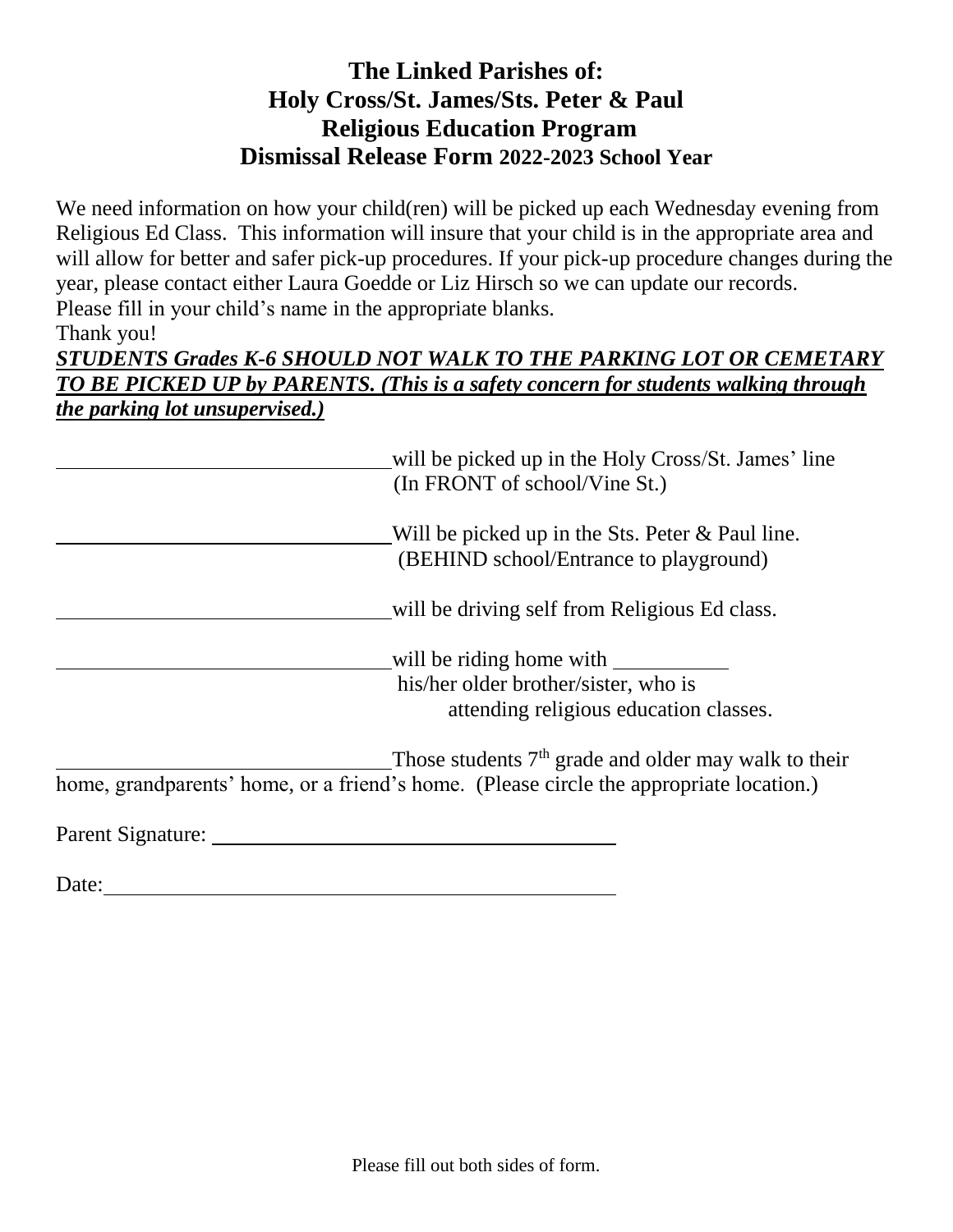# The Linked Parishes of:
# Holy Cross/St. James/Sts. Peter & Paul
# Religious Education Program
# Dismissal Release Form 2022-2023 School Year

We need information on how your child(ren) will be picked up each Wednesday evening from Religious Ed Class. This information will insure that your child is in the appropriate area and will allow for better and safer pick-up procedures. If your pick-up procedure changes during the year, please contact either Laura Goedde or Liz Hirsch so we can update our records. Please fill in your child's name in the appropriate blanks.
Thank you!

***STUDENTS Grades K-6 SHOULD NOT WALK TO THE PARKING LOT OR CEMETARY TO BE PICKED UP by PARENTS. (This is a safety concern for students walking through the parking lot unsupervised.)***

________________________________ will be picked up in the Holy Cross/St. James' line (In FRONT of school/Vine St.)

________________________________ Will be picked up in the Sts. Peter & Paul line. (BEHIND school/Entrance to playground)

________________________________ will be driving self from Religious Ed class.

________________________________ will be riding home with ___________ his/her older brother/sister, who is attending religious education classes.

________________________________ Those students 7th grade and older may walk to their home, grandparents' home, or a friend's home. (Please circle the appropriate location.)

Parent Signature: ________________________________________

Date: ________________________________________________

Please fill out both sides of form.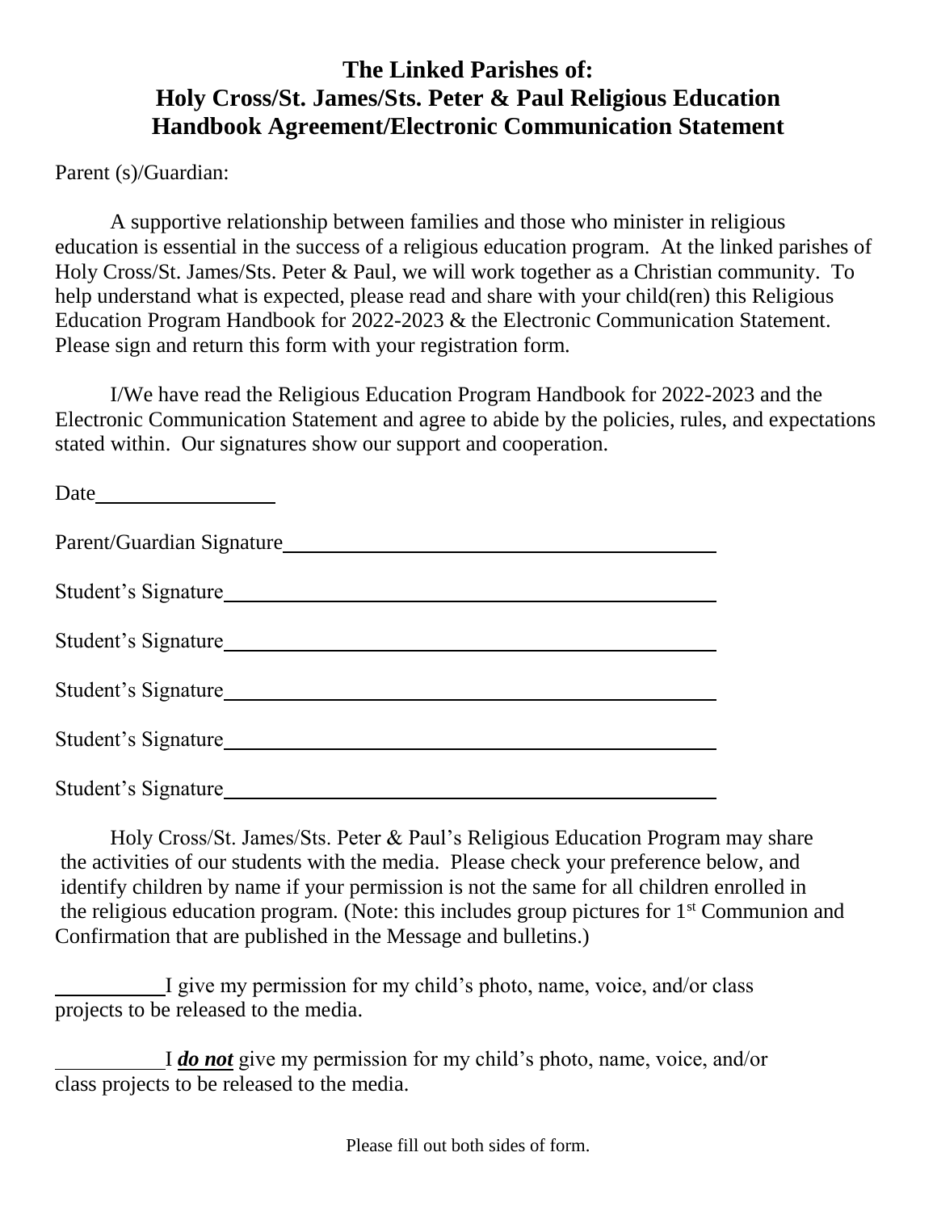# The Linked Parishes of:
# Holy Cross/St. James/Sts. Peter & Paul Religious Education Handbook Agreement/Electronic Communication Statement

Parent (s)/Guardian:

A supportive relationship between families and those who minister in religious education is essential in the success of a religious education program. At the linked parishes of Holy Cross/St. James/Sts. Peter & Paul, we will work together as a Christian community. To help understand what is expected, please read and share with your child(ren) this Religious Education Program Handbook for 2022-2023 & the Electronic Communication Statement. Please sign and return this form with your registration form.

I/We have read the Religious Education Program Handbook for 2022-2023 and the Electronic Communication Statement and agree to abide by the policies, rules, and expectations stated within. Our signatures show our support and cooperation.

Date\_\_\_\_\_\_\_\_\_\_\_\_\_\_\_\_

Parent/Guardian Signature\_\_\_\_\_\_\_\_\_\_\_\_\_\_\_\_\_\_\_\_\_\_\_\_\_\_\_\_\_\_\_\_\_\_\_\_\_\_\_\_

Student's Signature\_\_\_\_\_\_\_\_\_\_\_\_\_\_\_\_\_\_\_\_\_\_\_\_\_\_\_\_\_\_\_\_\_\_\_\_\_\_\_\_\_\_\_\_

Student's Signature\_\_\_\_\_\_\_\_\_\_\_\_\_\_\_\_\_\_\_\_\_\_\_\_\_\_\_\_\_\_\_\_\_\_\_\_\_\_\_\_\_\_\_\_

Student's Signature\_\_\_\_\_\_\_\_\_\_\_\_\_\_\_\_\_\_\_\_\_\_\_\_\_\_\_\_\_\_\_\_\_\_\_\_\_\_\_\_\_\_\_\_

Student's Signature\_\_\_\_\_\_\_\_\_\_\_\_\_\_\_\_\_\_\_\_\_\_\_\_\_\_\_\_\_\_\_\_\_\_\_\_\_\_\_\_\_\_\_\_

Student's Signature\_\_\_\_\_\_\_\_\_\_\_\_\_\_\_\_\_\_\_\_\_\_\_\_\_\_\_\_\_\_\_\_\_\_\_\_\_\_\_\_\_\_\_\_

Holy Cross/St. James/Sts. Peter & Paul's Religious Education Program may share the activities of our students with the media. Please check your preference below, and identify children by name if your permission is not the same for all children enrolled in the religious education program. (Note: this includes group pictures for 1st Communion and Confirmation that are published in the Message and bulletins.)

\_\_\_\_\_\_\_\_\_\_I give my permission for my child's photo, name, voice, and/or class projects to be released to the media.

\_\_\_\_\_\_\_\_\_\_I ***do not*** give my permission for my child's photo, name, voice, and/or class projects to be released to the media.

Please fill out both sides of form.